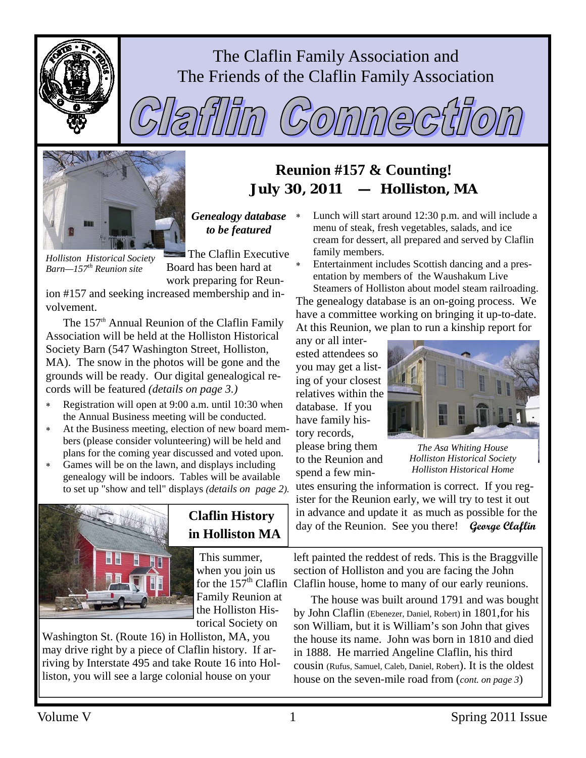# The Claflin Family Association and The Friends of the Claflin Family Association

# Claflin Connection

*Holliston Historical Society Barn—157th Reunion site*

## Reunion #157 & Counting!

## July 30, 2011 — Holliston, MA

***Genealogy database to be featured***

The Claflin Executive Board has been hard at work preparing for Reunion #157 and seeking increased membership and involvement.

The 157th Annual Reunion of the Claflin Family Association will be held at the Holliston Historical Society Barn (547 Washington Street, Holliston, MA). The snow in the photos will be gone and the grounds will be ready. Our digital genealogical records will be featured *(details on page 3.)*

- Registration will open at 9:00 a.m. until 10:30 when the Annual Business meeting will be conducted.
- At the Business meeting, election of new board members (please consider volunteering) will be held and plans for the coming year discussed and voted upon.
- Games will be on the lawn, and displays including genealogy will be indoors. Tables will be available to set up "show and tell" displays *(details on page 2).*
- Lunch will start around 12:30 p.m. and will include a menu of steak, fresh vegetables, salads, and ice cream for dessert, all prepared and served by Claflin family members.
- Entertainment includes Scottish dancing and a presentation by members of the Waushakum Live Steamers of Holliston about model steam railroading.

The genealogy database is an on-going process. We have a committee working on bringing it up-to-date. At this Reunion, we plan to run a kinship report for any or all interested attendees so you may get a listing of your closest relatives within the database. If you have family history records, please bring them to the Reunion and spend a few minutes ensuring the information is correct. If you register for the Reunion early, we will try to test it out in advance and update it as much as possible for the day of the Reunion. See you there! **George Claflin**

*The Asa Whiting House*
*Holliston Historical Society*
*Holliston Historical Home*

## Claflin History in Holliston MA

This summer, when you join us for the 157th Claflin Family Reunion at the Holliston Historical Society on Washington St. (Route 16) in Holliston, MA, you may drive right by a piece of Claflin history. If arriving by Interstate 495 and take Route 16 into Holliston, you will see a large colonial house on your left painted the reddest of reds. This is the Braggville section of Holliston and you are facing the John Claflin house, home to many of our early reunions.

The house was built around 1791 and was bought by John Claflin (Ebenezer, Daniel, Robert) in 1801,for his son William, but it is William's son John that gives the house its name. John was born in 1810 and died in 1888. He married Angeline Claflin, his third cousin (Rufus, Samuel, Caleb, Daniel, Robert). It is the oldest house on the seven-mile road from (*cont. on page 3*)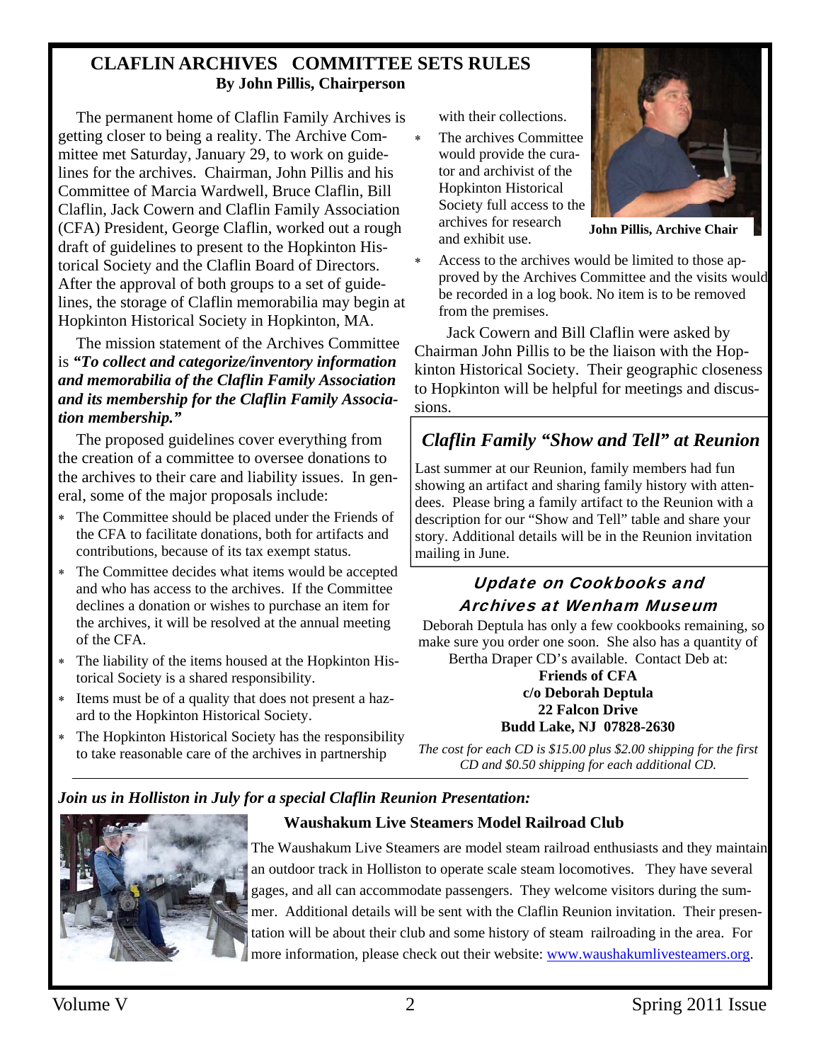## CLAFLIN ARCHIVES COMMITTEE SETS RULES

**By John Pillis, Chairperson**

The permanent home of Claflin Family Archives is getting closer to being a reality. The Archive Committee met Saturday, January 29, to work on guidelines for the archives. Chairman, John Pillis and his Committee of Marcia Wardwell, Bruce Claflin, Bill Claflin, Jack Cowern and Claflin Family Association (CFA) President, George Claflin, worked out a rough draft of guidelines to present to the Hopkinton Historical Society and the Claflin Board of Directors. After the approval of both groups to a set of guidelines, the storage of Claflin memorabilia may begin at Hopkinton Historical Society in Hopkinton, MA.

The mission statement of the Archives Committee is ***"To collect and categorize/inventory information and memorabilia of the Claflin Family Association and its membership for the Claflin Family Association membership."***

The proposed guidelines cover everything from the creation of a committee to oversee donations to the archives to their care and liability issues. In general, some of the major proposals include:

* The Committee should be placed under the Friends of the CFA to facilitate donations, both for artifacts and contributions, because of its tax exempt status.
* The Committee decides what items would be accepted and who has access to the archives. If the Committee declines a donation or wishes to purchase an item for the archives, it will be resolved at the annual meeting of the CFA.
* The liability of the items housed at the Hopkinton Historical Society is a shared responsibility.
* Items must be of a quality that does not present a hazard to the Hopkinton Historical Society.
* The Hopkinton Historical Society has the responsibility to take reasonable care of the archives in partnership with their collections.
* The archives Committee would provide the curator and archivist of the Hopkinton Historical Society full access to the archives for research and exhibit use.
* Access to the archives would be limited to those approved by the Archives Committee and the visits would be recorded in a log book. No item is to be removed from the premises.

**John Pillis, Archive Chair**

Jack Cowern and Bill Claflin were asked by Chairman John Pillis to be the liaison with the Hopkinton Historical Society. Their geographic closeness to Hopkinton will be helpful for meetings and discussions.

## *Claflin Family "Show and Tell" at Reunion*

Last summer at our Reunion, family members had fun showing an artifact and sharing family history with attendees. Please bring a family artifact to the Reunion with a description for our "Show and Tell" table and share your story. Additional details will be in the Reunion invitation mailing in June.

## Update on Cookbooks and Archives at Wenham Museum

Deborah Deptula has only a few cookbooks remaining, so make sure you order one soon. She also has a quantity of Bertha Draper CD's available. Contact Deb at:

**Friends of CFA**
**c/o Deborah Deptula**
**22 Falcon Drive**
**Budd Lake, NJ 07828-2630**

*The cost for each CD is $15.00 plus $2.00 shipping for the first CD and $0.50 shipping for each additional CD.*

***Join us in Holliston in July for a special Claflin Reunion Presentation:***

**Waushakum Live Steamers Model Railroad Club**

The Waushakum Live Steamers are model steam railroad enthusiasts and they maintain an outdoor track in Holliston to operate scale steam locomotives. They have several gages, and all can accommodate passengers. They welcome visitors during the summer. Additional details will be sent with the Claflin Reunion invitation. Their presentation will be about their club and some history of steam railroading in the area. For more information, please check out their website: www.waushakumlivesteamers.org.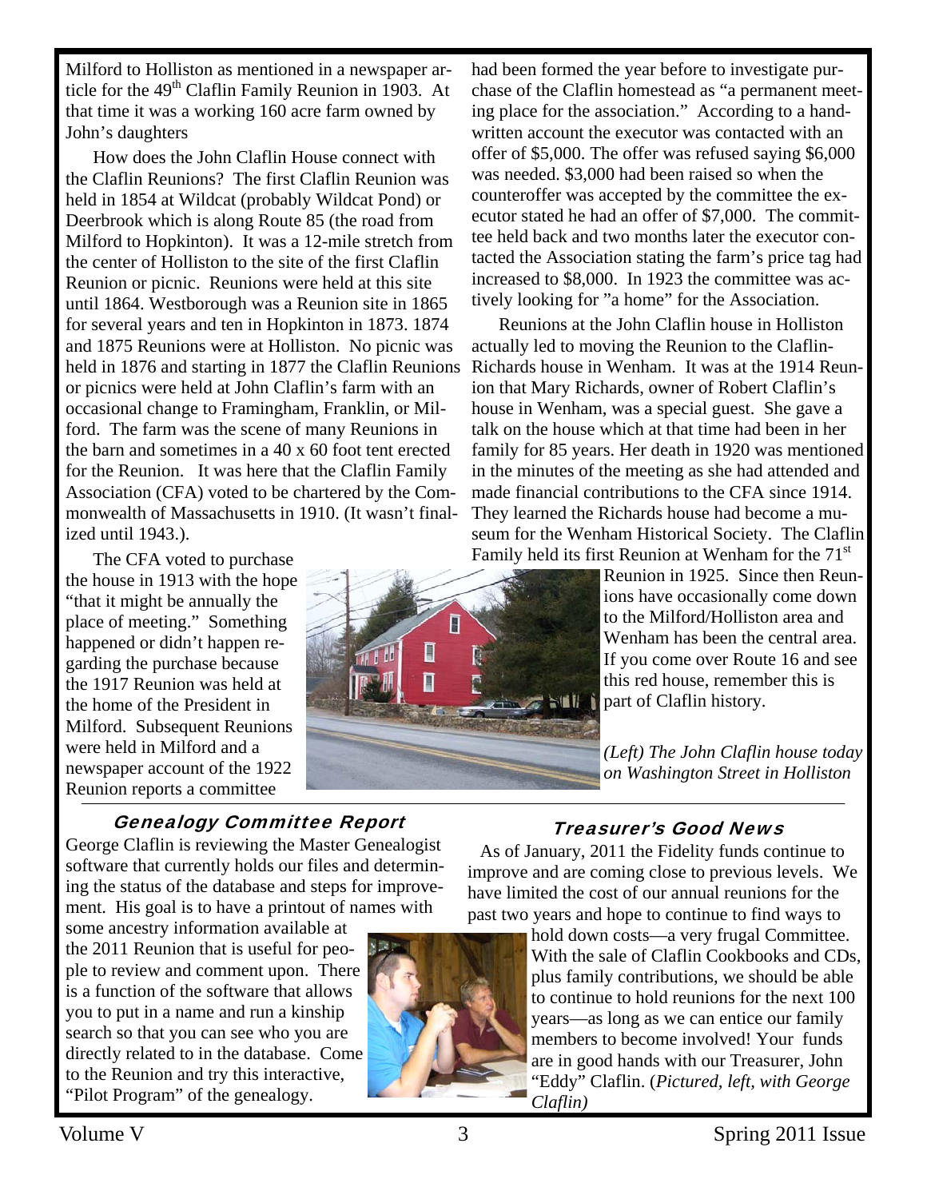Milford to Holliston as mentioned in a newspaper article for the 49th Claflin Family Reunion in 1903. At that time it was a working 160 acre farm owned by John's daughters

How does the John Claflin House connect with the Claflin Reunions? The first Claflin Reunion was held in 1854 at Wildcat (probably Wildcat Pond) or Deerbrook which is along Route 85 (the road from Milford to Hopkinton). It was a 12-mile stretch from the center of Holliston to the site of the first Claflin Reunion or picnic. Reunions were held at this site until 1864. Westborough was a Reunion site in 1865 for several years and ten in Hopkinton in 1873. 1874 and 1875 Reunions were at Holliston. No picnic was held in 1876 and starting in 1877 the Claflin Reunions or picnics were held at John Claflin's farm with an occasional change to Framingham, Franklin, or Milford. The farm was the scene of many Reunions in the barn and sometimes in a 40 x 60 foot tent erected for the Reunion. It was here that the Claflin Family Association (CFA) voted to be chartered by the Commonwealth of Massachusetts in 1910. (It wasn't finalized until 1943.).

The CFA voted to purchase the house in 1913 with the hope "that it might be annually the place of meeting." Something happened or didn't happen regarding the purchase because the 1917 Reunion was held at the home of the President in Milford. Subsequent Reunions were held in Milford and a newspaper account of the 1922 Reunion reports a committee had been formed the year before to investigate purchase of the Claflin homestead as "a permanent meeting place for the association." According to a handwritten account the executor was contacted with an offer of $5,000. The offer was refused saying $6,000 was needed. $3,000 had been raised so when the counteroffer was accepted by the committee the executor stated he had an offer of $7,000. The committee held back and two months later the executor contacted the Association stating the farm's price tag had increased to $8,000. In 1923 the committee was actively looking for "a home" for the Association.

Reunions at the John Claflin house in Holliston actually led to moving the Reunion to the Claflin-Richards house in Wenham. It was at the 1914 Reunion that Mary Richards, owner of Robert Claflin's house in Wenham, was a special guest. She gave a talk on the house which at that time had been in her family for 85 years. Her death in 1920 was mentioned in the minutes of the meeting as she had attended and made financial contributions to the CFA since 1914. They learned the Richards house had become a museum for the Wenham Historical Society. The Claflin Family held its first Reunion at Wenham for the 71st Reunion in 1925. Since then Reunions have occasionally come down to the Milford/Holliston area and Wenham has been the central area. If you come over Route 16 and see this red house, remember this is part of Claflin history.

*(Left) The John Claflin house today on Washington Street in Holliston*

---

## Genealogy Committee Report

George Claflin is reviewing the Master Genealogist software that currently holds our files and determining the status of the database and steps for improvement. His goal is to have a printout of names with some ancestry information available at the 2011 Reunion that is useful for people to review and comment upon. There is a function of the software that allows you to put in a name and run a kinship search so that you can see who you are directly related to in the database. Come to the Reunion and try this interactive, "Pilot Program" of the genealogy.

## Treasurer's Good News

As of January, 2011 the Fidelity funds continue to improve and are coming close to previous levels. We have limited the cost of our annual reunions for the past two years and hope to continue to find ways to hold down costs—a very frugal Committee. With the sale of Claflin Cookbooks and CDs, plus family contributions, we should be able to continue to hold reunions for the next 100 years—as long as we can entice our family members to become involved! Your funds are in good hands with our Treasurer, John "Eddy" Claflin. (*Pictured, left, with George Claflin)*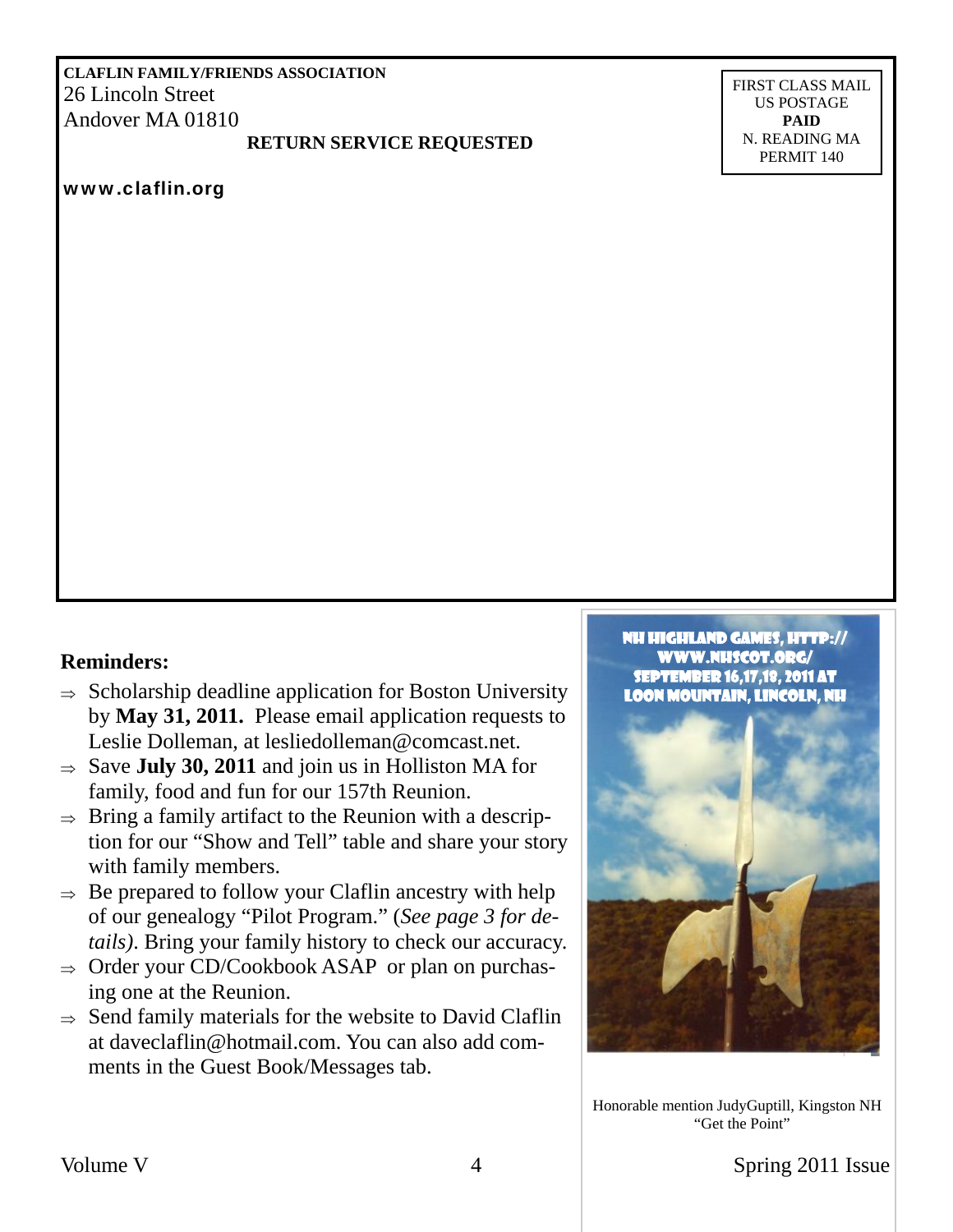**CLAFLIN FAMILY/FRIENDS ASSOCIATION**
26 Lincoln Street
Andover MA 01810

**RETURN SERVICE REQUESTED**

**www.claflin.org**

FIRST CLASS MAIL
US POSTAGE
**PAID**
N. READING MA
PERMIT 140

**Reminders:**

- Scholarship deadline application for Boston University by **May 31, 2011.** Please email application requests to Leslie Dolleman, at lesliedolleman@comcast.net.
- Save **July 30, 2011** and join us in Holliston MA for family, food and fun for our 157th Reunion.
- Bring a family artifact to the Reunion with a description for our "Show and Tell" table and share your story with family members.
- Be prepared to follow your Claflin ancestry with help of our genealogy "Pilot Program." (*See page 3 for details)*. Bring your family history to check our accuracy.
- Order your CD/Cookbook ASAP or plan on purchasing one at the Reunion.
- Send family materials for the website to David Claflin at daveclaflin@hotmail.com. You can also add comments in the Guest Book/Messages tab.

NH HIGHLAND GAMES, HTTP://WWW.NHSCOT.ORG/ SEPTEMBER 16,17,18, 2011 AT LOON MOUNTAIN, LINCOLN, NH

Honorable mention JudyGuptill, Kingston NH "Get the Point"